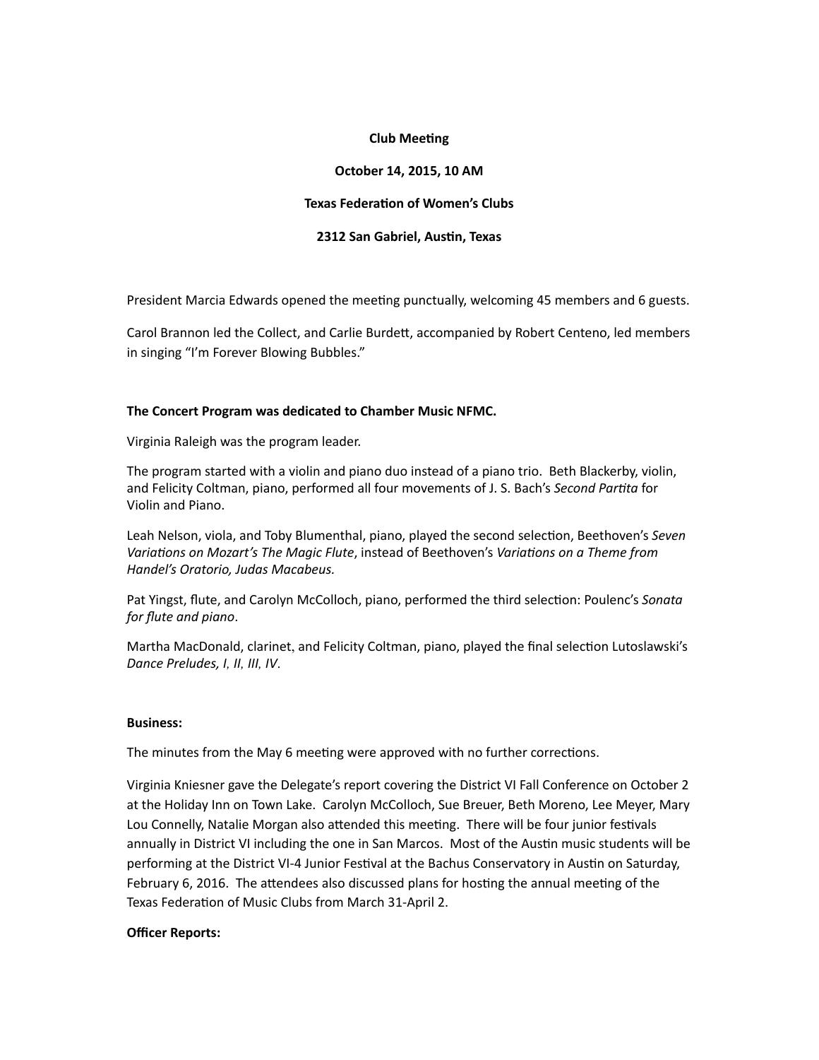**Club Meeting**

**October 14, 2015, 10 AM**

**Texas Federation of Women's Clubs**

**2312 San Gabriel, Austin, Texas**

President Marcia Edwards opened the meeting punctually, welcoming 45 members and 6 guests.

Carol Brannon led the Collect, and Carlie Burdett, accompanied by Robert Centeno, led members in singing "I'm Forever Blowing Bubbles."

**The Concert Program was dedicated to Chamber Music NFMC.**

Virginia Raleigh was the program leader.

The program started with a violin and piano duo instead of a piano trio. Beth Blackerby, violin, and Felicity Coltman, piano, performed all four movements of J. S. Bach's *Second Partita* for Violin and Piano.

Leah Nelson, viola, and Toby Blumenthal, piano, played the second selection, Beethoven's *Seven Variations on Mozart's The Magic Flute*, instead of Beethoven's *Variations on a Theme from Handel's Oratorio, Judas Macabeus.*

Pat Yingst, flute, and Carolyn McColloch, piano, performed the third selection: Poulenc's *Sonata for flute and piano*.

Martha MacDonald, clarinet, and Felicity Coltman, piano, played the final selection Lutoslawski's *Dance Preludes, I, II, III, IV*.

**Business:**

The minutes from the May 6 meeting were approved with no further corrections.

Virginia Kniesner gave the Delegate's report covering the District VI Fall Conference on October 2 at the Holiday Inn on Town Lake. Carolyn McColloch, Sue Breuer, Beth Moreno, Lee Meyer, Mary Lou Connelly, Natalie Morgan also attended this meeting. There will be four junior festivals annually in District VI including the one in San Marcos. Most of the Austin music students will be performing at the District VI-4 Junior Festival at the Bachus Conservatory in Austin on Saturday, February 6, 2016. The attendees also discussed plans for hosting the annual meeting of the Texas Federation of Music Clubs from March 31-April 2.

**Officer Reports:**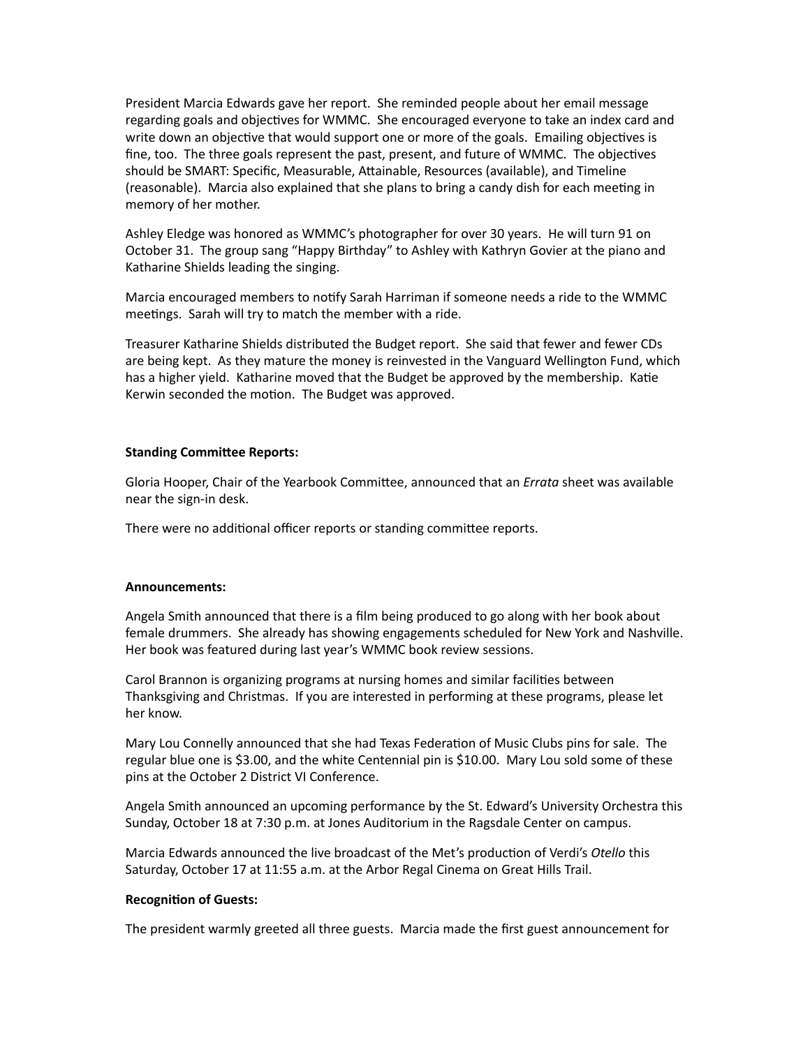President Marcia Edwards gave her report. She reminded people about her email message regarding goals and objectives for WMMC. She encouraged everyone to take an index card and write down an objective that would support one or more of the goals. Emailing objectives is fine, too. The three goals represent the past, present, and future of WMMC. The objectives should be SMART: Specific, Measurable, Attainable, Resources (available), and Timeline (reasonable). Marcia also explained that she plans to bring a candy dish for each meeting in memory of her mother.

Ashley Eledge was honored as WMMC's photographer for over 30 years. He will turn 91 on October 31. The group sang "Happy Birthday" to Ashley with Kathryn Govier at the piano and Katharine Shields leading the singing.

Marcia encouraged members to notify Sarah Harriman if someone needs a ride to the WMMC meetings. Sarah will try to match the member with a ride.

Treasurer Katharine Shields distributed the Budget report. She said that fewer and fewer CDs are being kept. As they mature the money is reinvested in the Vanguard Wellington Fund, which has a higher yield. Katharine moved that the Budget be approved by the membership. Katie Kerwin seconded the motion. The Budget was approved.

**Standing Committee Reports:**

Gloria Hooper, Chair of the Yearbook Committee, announced that an *Errata* sheet was available near the sign-in desk.

There were no additional officer reports or standing committee reports.

**Announcements:**

Angela Smith announced that there is a film being produced to go along with her book about female drummers. She already has showing engagements scheduled for New York and Nashville. Her book was featured during last year's WMMC book review sessions.

Carol Brannon is organizing programs at nursing homes and similar facilities between Thanksgiving and Christmas. If you are interested in performing at these programs, please let her know.

Mary Lou Connelly announced that she had Texas Federation of Music Clubs pins for sale. The regular blue one is $3.00, and the white Centennial pin is $10.00. Mary Lou sold some of these pins at the October 2 District VI Conference.

Angela Smith announced an upcoming performance by the St. Edward's University Orchestra this Sunday, October 18 at 7:30 p.m. at Jones Auditorium in the Ragsdale Center on campus.

Marcia Edwards announced the live broadcast of the Met's production of Verdi's *Otello* this Saturday, October 17 at 11:55 a.m. at the Arbor Regal Cinema on Great Hills Trail.

**Recognition of Guests:**

The president warmly greeted all three guests. Marcia made the first guest announcement for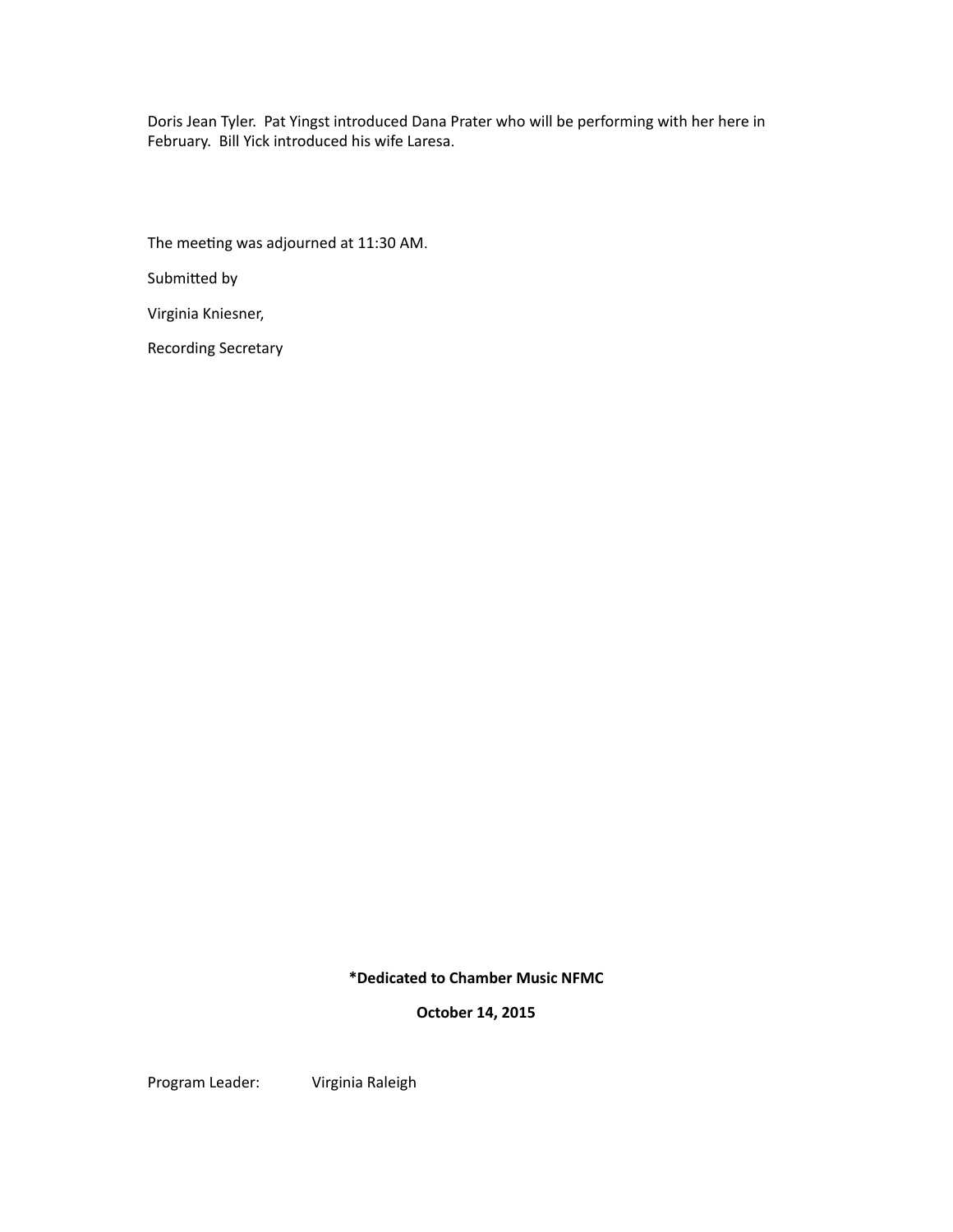Doris Jean Tyler. Pat Yingst introduced Dana Prater who will be performing with her here in February. Bill Yick introduced his wife Laresa.

The meeting was adjourned at 11:30 AM.

Submitted by

Virginia Kniesner,

Recording Secretary

**\*Dedicated to Chamber Music NFMC**

**October 14, 2015**

Program Leader: Virginia Raleigh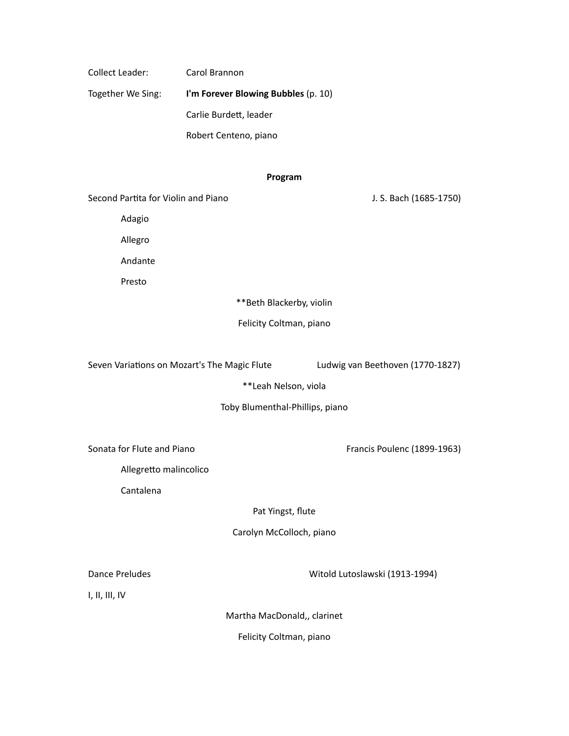Collect Leader: Carol Brannon

Together We Sing: **I'm Forever Blowing Bubbles** (p. 10)

Carlie Burdett, leader

Robert Centeno, piano

**Program**

Second Partita for Violin and Piano — J. S. Bach (1685-1750)

- Adagio
- Allegro
- Andante
- Presto

**Beth Blackerby, violin

Felicity Coltman, piano

Seven Variations on Mozart's The Magic Flute — Ludwig van Beethoven (1770-1827)

**Leah Nelson, viola

Toby Blumenthal-Phillips, piano

Sonata for Flute and Piano — Francis Poulenc (1899-1963)

- Allegretto malincolico
- Cantalena

Pat Yingst, flute

Carolyn McColloch, piano

Dance Preludes — Witold Lutoslawski (1913-1994)

I, II, III, IV

Martha MacDonald,, clarinet

Felicity Coltman, piano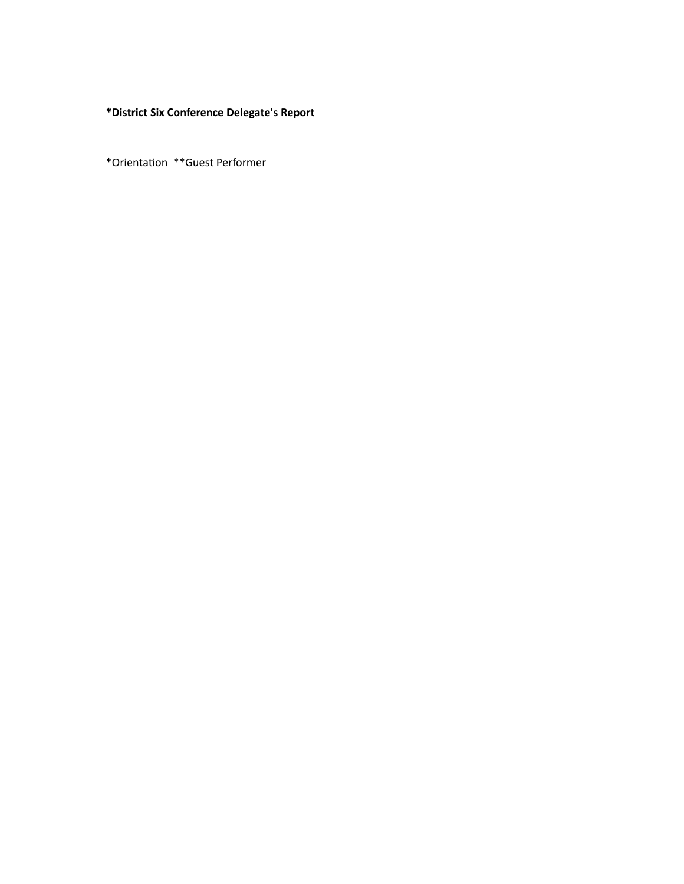**\*District Six Conference Delegate's Report**

\*Orientation  \*\*Guest Performer